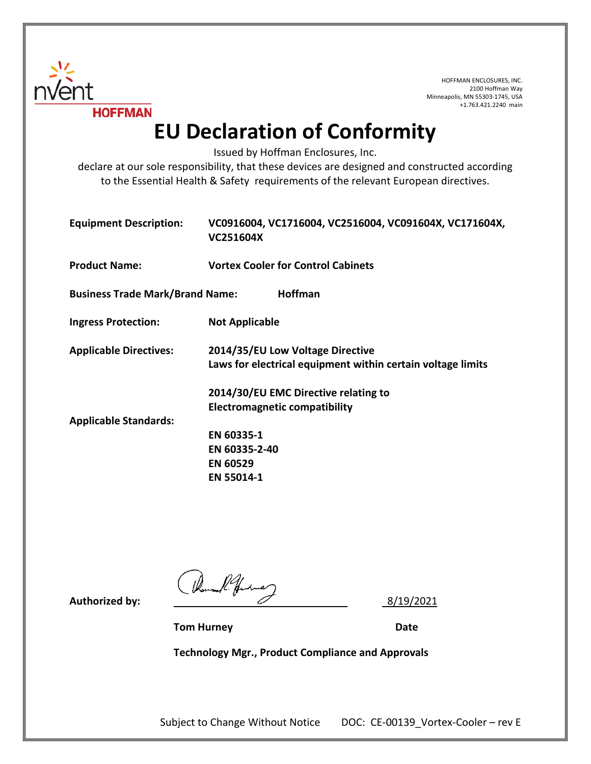nVent HOFFMAN

HOFFMAN ENCLOSURES, INC.
2100 Hoffman Way
Minneapolis, MN 55303-1745, USA
+1.763.421.2240 main

# EU Declaration of Conformity

Issued by Hoffman Enclosures, Inc.
declare at our sole responsibility, that these devices are designed and constructed according to the Essential Health & Safety requirements of the relevant European directives.

**Equipment Description:** **VC0916004, VC1716004, VC2516004, VC091604X, VC171604X, VC251604X**

**Product Name:** **Vortex Cooler for Control Cabinets**

**Business Trade Mark/Brand Name:** **Hoffman**

**Ingress Protection:** **Not Applicable**

**Applicable Directives:**
**2014/35/EU Low Voltage Directive**
**Laws for electrical equipment within certain voltage limits**

**2014/30/EU EMC Directive relating to Electromagnetic compatibility**

**Applicable Standards:**
**EN 60335-1**
**EN 60335-2-40**
**EN 60529**
**EN 55014-1**

**Authorized by:** ______________________ 8/19/2021

**Tom Hurney** **Date**

**Technology Mgr., Product Compliance and Approvals**

Subject to Change Without Notice DOC: CE-00139_Vortex-Cooler – rev E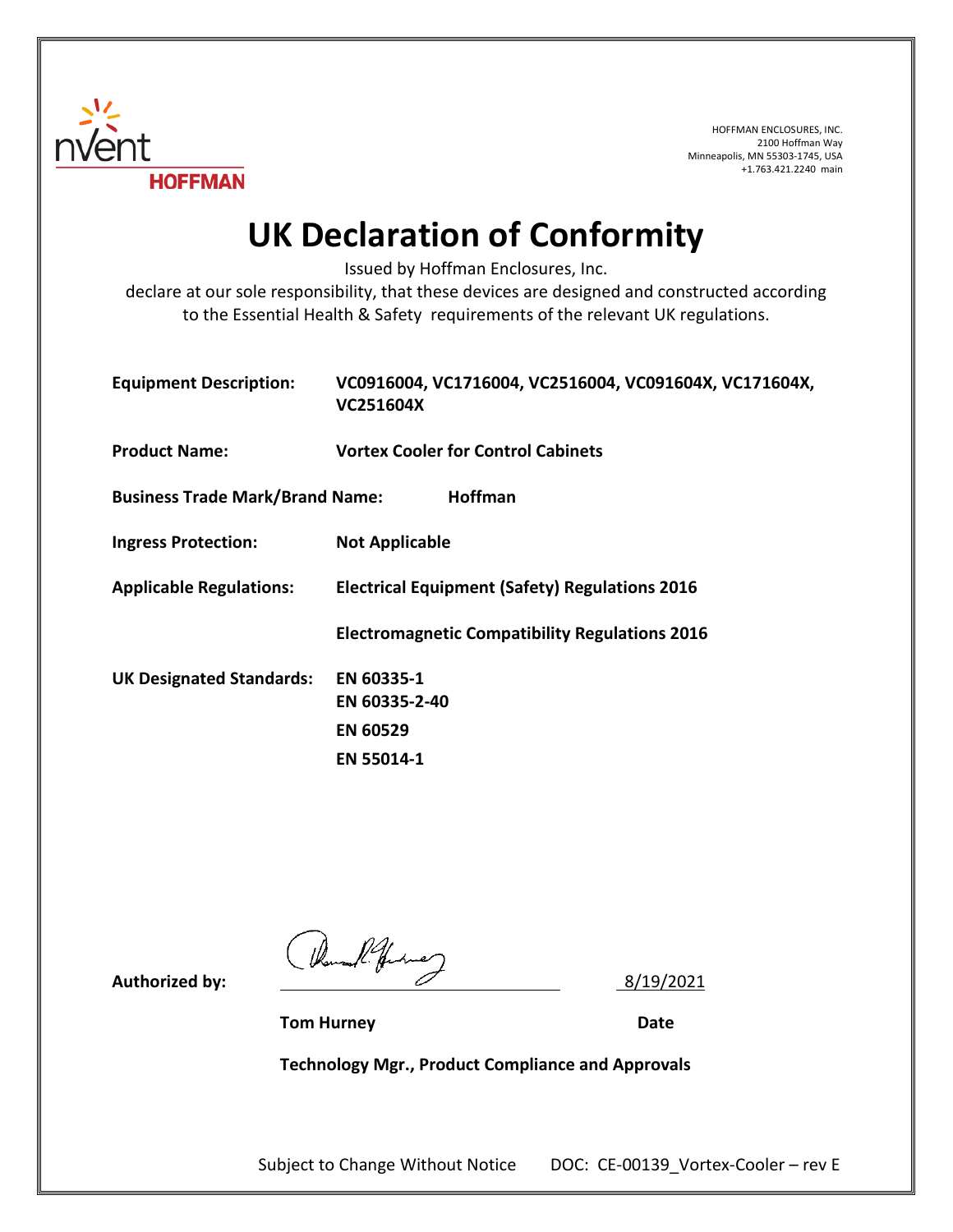HOFFMAN ENCLOSURES, INC.
2100 Hoffman Way
Minneapolis, MN 55303-1745, USA
+1.763.421.2240 main

# UK Declaration of Conformity

Issued by Hoffman Enclosures, Inc.
declare at our sole responsibility, that these devices are designed and constructed according to the Essential Health & Safety requirements of the relevant UK regulations.

**Equipment Description:** **VC0916004, VC1716004, VC2516004, VC091604X, VC171604X, VC251604X**

**Product Name:** **Vortex Cooler for Control Cabinets**

**Business Trade Mark/Brand Name:** **Hoffman**

**Ingress Protection:** **Not Applicable**

**Applicable Regulations:** **Electrical Equipment (Safety) Regulations 2016**

**Electromagnetic Compatibility Regulations 2016**

**UK Designated Standards:** **EN 60335-1**
**EN 60335-2-40**
**EN 60529**
**EN 55014-1**

**Authorized by:** 8/19/2021

**Tom Hurney** **Date**

**Technology Mgr., Product Compliance and Approvals**

Subject to Change Without Notice DOC: CE-00139_Vortex-Cooler – rev E